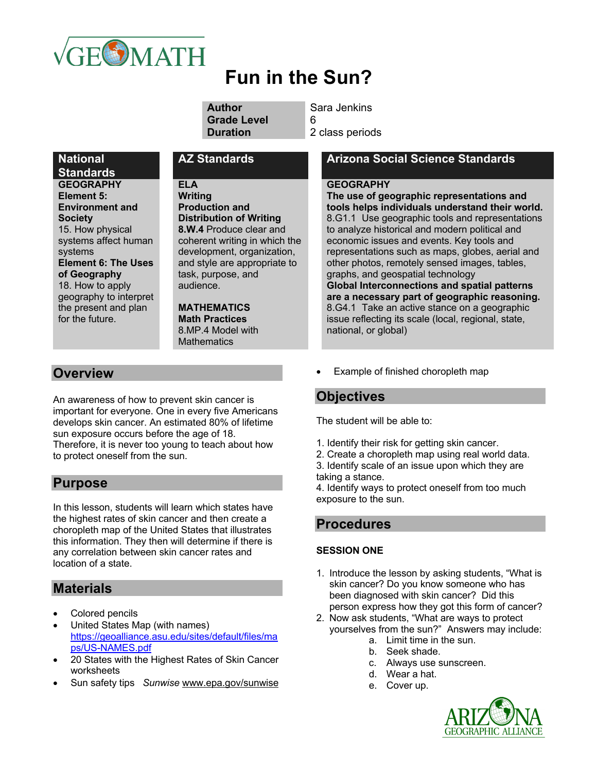# Fun in the Sun?

| Author | Sara Jenkins |
| --- | --- |
| Grade Level | 6 |
| Duration | 2 class periods |

| National Standards | AZ Standards | Arizona Social Science Standards |
| --- | --- | --- |
| **GEOGRAPHY**<br>**Element 5: Environment and Society**<br>15. How physical systems affect human systems<br>**Element 6: The Uses of Geography**<br>18. How to apply geography to interpret the present and plan for the future. | **ELA**<br>**Writing**<br>**Production and Distribution of Writing**<br>**8.W.4** Produce clear and coherent writing in which the development, organization, and style are appropriate to task, purpose, and audience.<br><br>**MATHEMATICS**<br>**Math Practices**<br>8.MP.4 Model with Mathematics | **GEOGRAPHY**<br>**The use of geographic representations and tools helps individuals understand their world.**<br>8.G1.1 Use geographic tools and representations to analyze historical and modern political and economic issues and events. Key tools and representations such as maps, globes, aerial and other photos, remotely sensed images, tables, graphs, and geospatial technology<br>**Global Interconnections and spatial patterns are a necessary part of geographic reasoning.**<br>8.G4.1 Take an active stance on a geographic issue reflecting its scale (local, regional, state, national, or global) |

## Overview

An awareness of how to prevent skin cancer is important for everyone. One in every five Americans develops skin cancer. An estimated 80% of lifetime sun exposure occurs before the age of 18. Therefore, it is never too young to teach about how to protect oneself from the sun.

## Purpose

In this lesson, students will learn which states have the highest rates of skin cancer and then create a choropleth map of the United States that illustrates this information. They then will determine if there is any correlation between skin cancer rates and location of a state.

## Materials

- Colored pencils
- United States Map (with names) https://geoalliance.asu.edu/sites/default/files/maps/US-NAMES.pdf
- 20 States with the Highest Rates of Skin Cancer worksheets
- Sun safety tips *Sunwise* www.epa.gov/sunwise
- Example of finished choropleth map

## Objectives

The student will be able to:

1. Identify their risk for getting skin cancer.
2. Create a choropleth map using real world data.
3. Identify scale of an issue upon which they are taking a stance.
4. Identify ways to protect oneself from too much exposure to the sun.

## Procedures

**SESSION ONE**

1. Introduce the lesson by asking students, "What is skin cancer? Do you know someone who has been diagnosed with skin cancer? Did this person express how they got this form of cancer?
2. Now ask students, "What are ways to protect yourselves from the sun?" Answers may include:
   a. Limit time in the sun.
   b. Seek shade.
   c. Always use sunscreen.
   d. Wear a hat.
   e. Cover up.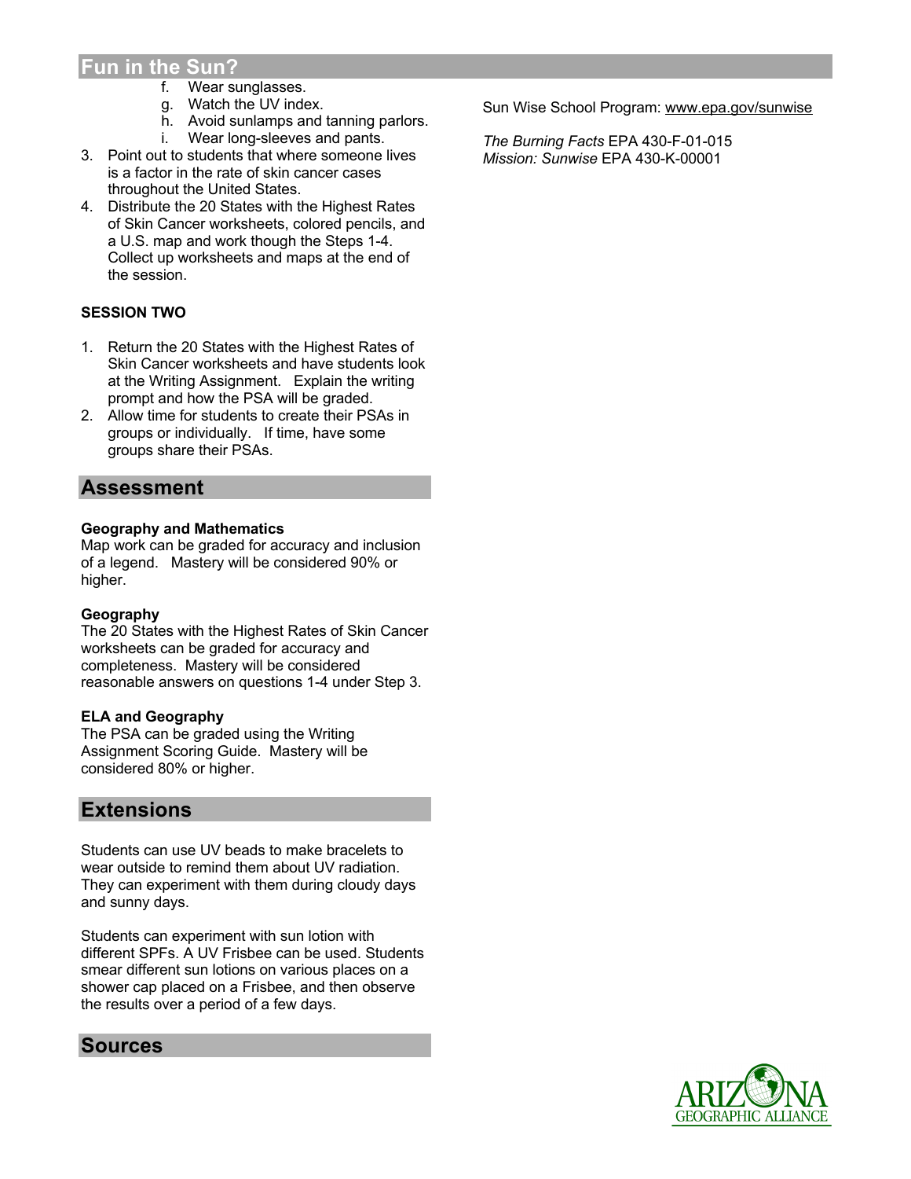f. Wear sunglasses.
g. Watch the UV index.
h. Avoid sunlamps and tanning parlors.
i. Wear long-sleeves and pants.

3. Point out to students that where someone lives is a factor in the rate of skin cancer cases throughout the United States.
4. Distribute the 20 States with the Highest Rates of Skin Cancer worksheets, colored pencils, and a U.S. map and work though the Steps 1-4. Collect up worksheets and maps at the end of the session.

**SESSION TWO**

1. Return the 20 States with the Highest Rates of Skin Cancer worksheets and have students look at the Writing Assignment. Explain the writing prompt and how the PSA will be graded.
2. Allow time for students to create their PSAs in groups or individually. If time, have some groups share their PSAs.

## Assessment

**Geography and Mathematics**
Map work can be graded for accuracy and inclusion of a legend. Mastery will be considered 90% or higher.

**Geography**
The 20 States with the Highest Rates of Skin Cancer worksheets can be graded for accuracy and completeness. Mastery will be considered reasonable answers on questions 1-4 under Step 3.

**ELA and Geography**
The PSA can be graded using the Writing Assignment Scoring Guide. Mastery will be considered 80% or higher.

## Extensions

Students can use UV beads to make bracelets to wear outside to remind them about UV radiation. They can experiment with them during cloudy days and sunny days.

Students can experiment with sun lotion with different SPFs. A UV Frisbee can be used. Students smear different sun lotions on various places on a shower cap placed on a Frisbee, and then observe the results over a period of a few days.

## Sources

Sun Wise School Program: www.epa.gov/sunwise

*The Burning Facts* EPA 430-F-01-015
*Mission: Sunwise* EPA 430-K-00001